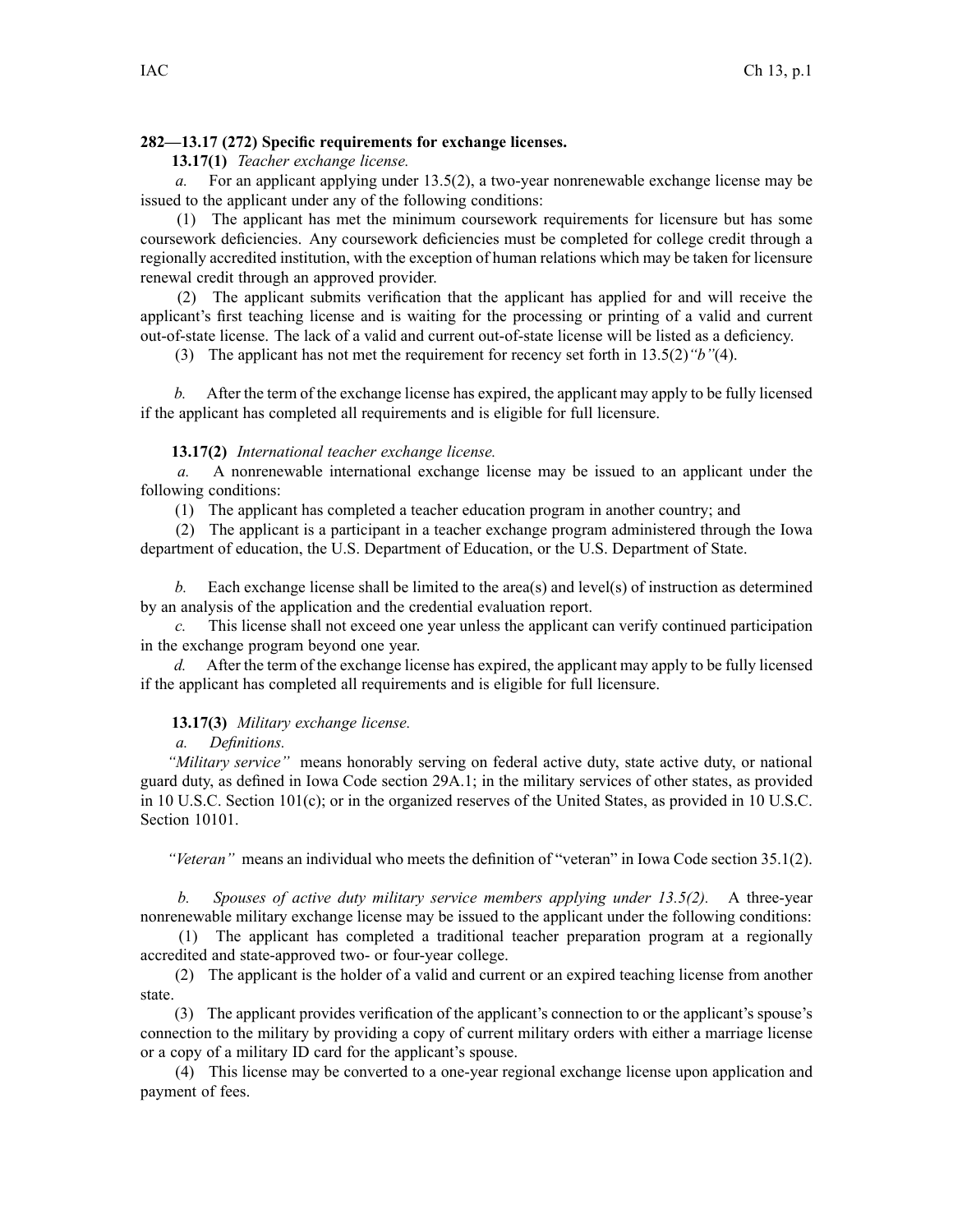**282—13.17 (272) Specific requirements for exchange licenses.**

**13.17(1)** *Teacher exchange license.*

*a.* For an applicant applying under 13.5(2), a two-year nonrenewable exchange license may be issued to the applicant under any of the following conditions:

(1) The applicant has met the minimum coursework requirements for licensure but has some coursework deficiencies. Any coursework deficiencies must be completed for college credit through a regionally accredited institution, with the exception of human relations which may be taken for licensure renewal credit through an approved provider.

(2) The applicant submits verification that the applicant has applied for and will receive the applicant's first teaching license and is waiting for the processing or printing of a valid and current out-of-state license. The lack of a valid and current out-of-state license will be listed as a deficiency.

(3) The applicant has not met the requirement for recency set forth in 13.5(2)*"b"*(4).

*b.* After the term of the exchange license has expired, the applicant may apply to be fully licensed if the applicant has completed all requirements and is eligible for full licensure.

**13.17(2)** *International teacher exchange license.*

*a.* A nonrenewable international exchange license may be issued to an applicant under the following conditions:

(1) The applicant has completed a teacher education program in another country; and

(2) The applicant is a participant in a teacher exchange program administered through the Iowa department of education, the U.S. Department of Education, or the U.S. Department of State.

*b.* Each exchange license shall be limited to the area(s) and level(s) of instruction as determined by an analysis of the application and the credential evaluation report.

*c.* This license shall not exceed one year unless the applicant can verify continued participation in the exchange program beyond one year.

*d.* After the term of the exchange license has expired, the applicant may apply to be fully licensed if the applicant has completed all requirements and is eligible for full licensure.

**13.17(3)** *Military exchange license.*

*a.* *Definitions.*

*"Military service"* means honorably serving on federal active duty, state active duty, or national guard duty, as defined in Iowa Code section 29A.1; in the military services of other states, as provided in 10 U.S.C. Section 101(c); or in the organized reserves of the United States, as provided in 10 U.S.C. Section 10101.

*"Veteran"* means an individual who meets the definition of "veteran" in Iowa Code section 35.1(2).

*b.* *Spouses of active duty military service members applying under 13.5(2).* A three-year nonrenewable military exchange license may be issued to the applicant under the following conditions:

(1) The applicant has completed a traditional teacher preparation program at a regionally accredited and state-approved two- or four-year college.

(2) The applicant is the holder of a valid and current or an expired teaching license from another state.

(3) The applicant provides verification of the applicant's connection to or the applicant's spouse's connection to the military by providing a copy of current military orders with either a marriage license or a copy of a military ID card for the applicant's spouse.

(4) This license may be converted to a one-year regional exchange license upon application and payment of fees.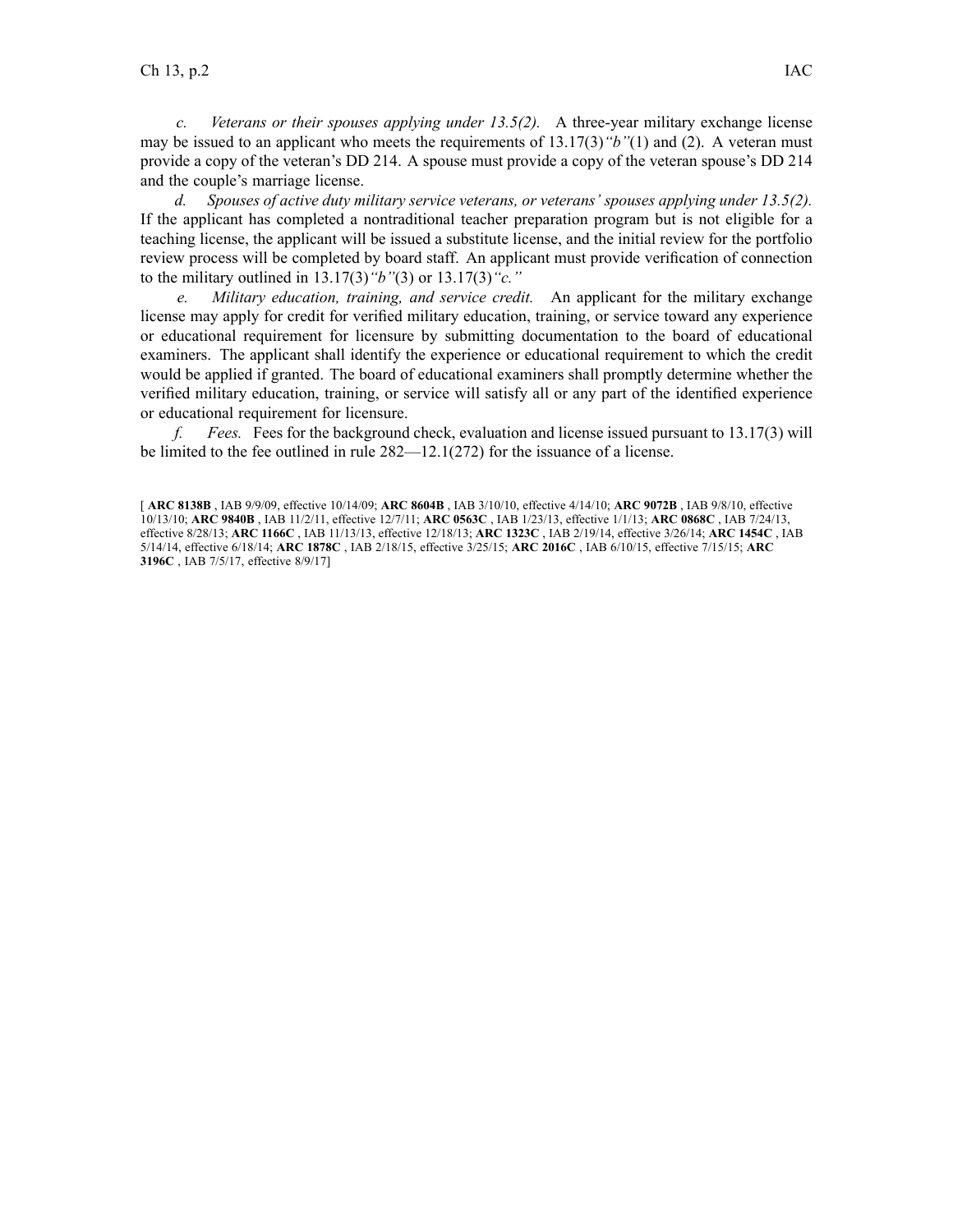*c. Veterans or their spouses applying under 13.5(2).* A three-year military exchange license may be issued to an applicant who meets the requirements of 13.17(3)*"b"*(1) and (2). A veteran must provide a copy of the veteran's DD 214. A spouse must provide a copy of the veteran spouse's DD 214 and the couple's marriage license.

*d. Spouses of active duty military service veterans, or veterans' spouses applying under 13.5(2).* If the applicant has completed a nontraditional teacher preparation program but is not eligible for a teaching license, the applicant will be issued a substitute license, and the initial review for the portfolio review process will be completed by board staff. An applicant must provide verification of connection to the military outlined in 13.17(3)*"b"*(3) or 13.17(3)*"c."*

*e. Military education, training, and service credit.* An applicant for the military exchange license may apply for credit for verified military education, training, or service toward any experience or educational requirement for licensure by submitting documentation to the board of educational examiners. The applicant shall identify the experience or educational requirement to which the credit would be applied if granted. The board of educational examiners shall promptly determine whether the verified military education, training, or service will satisfy all or any part of the identified experience or educational requirement for licensure.

*f. Fees.* Fees for the background check, evaluation and license issued pursuant to 13.17(3) will be limited to the fee outlined in rule 282—12.1(272) for the issuance of a license.

[ **ARC 8138B** , IAB 9/9/09, effective 10/14/09; **ARC 8604B** , IAB 3/10/10, effective 4/14/10; **ARC 9072B** , IAB 9/8/10, effective 10/13/10; **ARC 9840B** , IAB 11/2/11, effective 12/7/11; **ARC 0563C** , IAB 1/23/13, effective 1/1/13; **ARC 0868C** , IAB 7/24/13, effective 8/28/13; **ARC 1166C** , IAB 11/13/13, effective 12/18/13; **ARC 1323C** , IAB 2/19/14, effective 3/26/14; **ARC 1454C** , IAB 5/14/14, effective 6/18/14; **ARC 1878C** , IAB 2/18/15, effective 3/25/15; **ARC 2016C** , IAB 6/10/15, effective 7/15/15; **ARC 3196C** , IAB 7/5/17, effective 8/9/17]